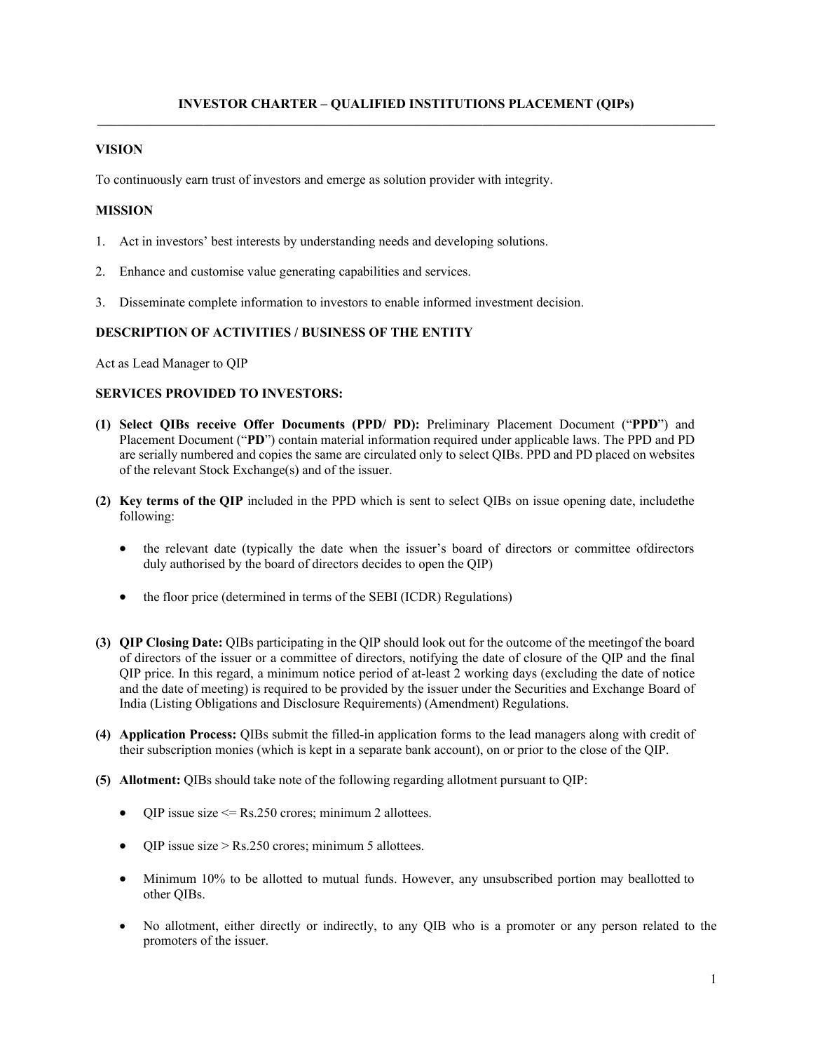# INVESTOR CHARTER – QUALIFIED INSTITUTIONS PLACEMENT (QIPs)

## VISION

To continuously earn trust of investors and emerge as solution provider with integrity.

## MISSION

1. Act in investors' best interests by understanding needs and developing solutions.
2. Enhance and customise value generating capabilities and services.
3. Disseminate complete information to investors to enable informed investment decision.

## DESCRIPTION OF ACTIVITIES / BUSINESS OF THE ENTITY

Act as Lead Manager to QIP

## SERVICES PROVIDED TO INVESTORS:

**(1) Select QIBs receive Offer Documents (PPD/ PD):** Preliminary Placement Document ("**PPD**") and Placement Document ("**PD**") contain material information required under applicable laws. The PPD and PD are serially numbered and copies the same are circulated only to select QIBs. PPD and PD placed on websites of the relevant Stock Exchange(s) and of the issuer.

**(2) Key terms of the QIP** included in the PPD which is sent to select QIBs on issue opening date, includethe following:

- the relevant date (typically the date when the issuer's board of directors or committee ofdirectors duly authorised by the board of directors decides to open the QIP)
- the floor price (determined in terms of the SEBI (ICDR) Regulations)

**(3) QIP Closing Date:** QIBs participating in the QIP should look out for the outcome of the meetingof the board of directors of the issuer or a committee of directors, notifying the date of closure of the QIP and the final QIP price. In this regard, a minimum notice period of at-least 2 working days (excluding the date of notice and the date of meeting) is required to be provided by the issuer under the Securities and Exchange Board of India (Listing Obligations and Disclosure Requirements) (Amendment) Regulations.

**(4) Application Process:** QIBs submit the filled-in application forms to the lead managers along with credit of their subscription monies (which is kept in a separate bank account), on or prior to the close of the QIP.

**(5) Allotment:** QIBs should take note of the following regarding allotment pursuant to QIP:

- QIP issue size <= Rs.250 crores; minimum 2 allottees.
- QIP issue size > Rs.250 crores; minimum 5 allottees.
- Minimum 10% to be allotted to mutual funds. However, any unsubscribed portion may beallotted to other QIBs.
- No allotment, either directly or indirectly, to any QIB who is a promoter or any person related to the promoters of the issuer.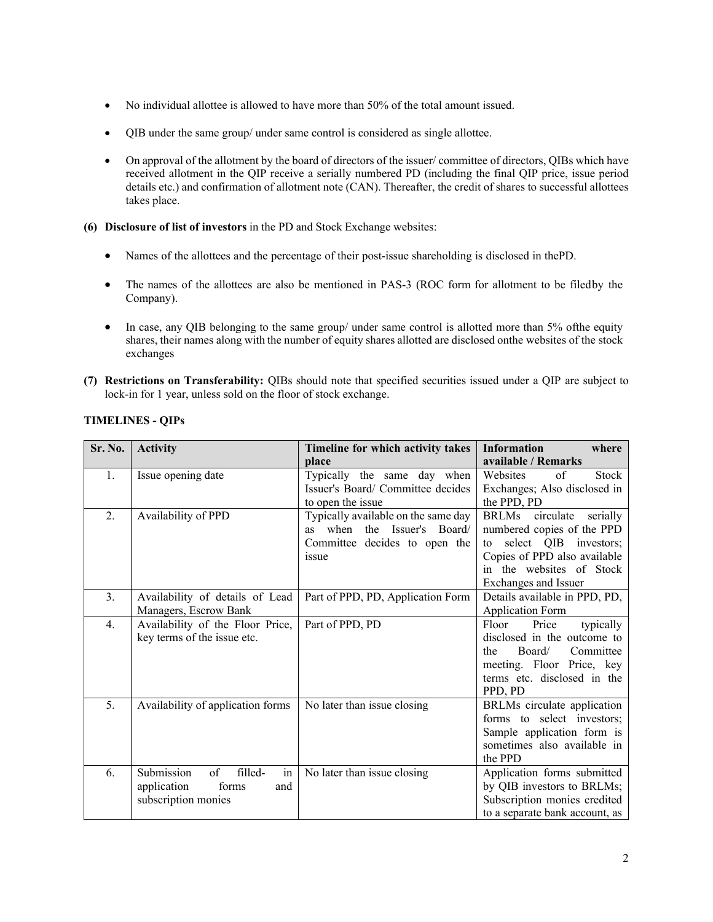- No individual allottee is allowed to have more than 50% of the total amount issued.

- QIB under the same group/ under same control is considered as single allottee.

- On approval of the allotment by the board of directors of the issuer/ committee of directors, QIBs which have received allotment in the QIP receive a serially numbered PD (including the final QIP price, issue period details etc.) and confirmation of allotment note (CAN). Thereafter, the credit of shares to successful allottees takes place.

**(6) Disclosure of list of investors** in the PD and Stock Exchange websites:

- Names of the allottees and the percentage of their post-issue shareholding is disclosed in thePD.

- The names of the allottees are also be mentioned in PAS-3 (ROC form for allotment to be filedby the Company).

- In case, any QIB belonging to the same group/ under same control is allotted more than 5% ofthe equity shares, their names along with the number of equity shares allotted are disclosed onthe websites of the stock exchanges

**(7) Restrictions on Transferability:** QIBs should note that specified securities issued under a QIP are subject to lock-in for 1 year, unless sold on the floor of stock exchange.

**TIMELINES - QIPs**

| Sr. No. | Activity | Timeline for which activity takes place | Information where available / Remarks |
|---|---|---|---|
| 1. | Issue opening date | Typically the same day when Issuer's Board/ Committee decides to open the issue | Websites of Stock Exchanges; Also disclosed in the PPD, PD |
| 2. | Availability of PPD | Typically available on the same day as when the Issuer's Board/ Committee decides to open the issue | BRLMs circulate serially numbered copies of the PPD to select QIB investors; Copies of PPD also available in the websites of Stock Exchanges and Issuer |
| 3. | Availability of details of Lead Managers, Escrow Bank | Part of PPD, PD, Application Form | Details available in PPD, PD, Application Form |
| 4. | Availability of the Floor Price, key terms of the issue etc. | Part of PPD, PD | Floor Price typically disclosed in the outcome to the Board/ Committee meeting. Floor Price, key terms etc. disclosed in the PPD, PD |
| 5. | Availability of application forms | No later than issue closing | BRLMs circulate application forms to select investors; Sample application form is sometimes also available in the PPD |
| 6. | Submission of filled- in application forms and subscription monies | No later than issue closing | Application forms submitted by QIB investors to BRLMs; Subscription monies credited to a separate bank account, as |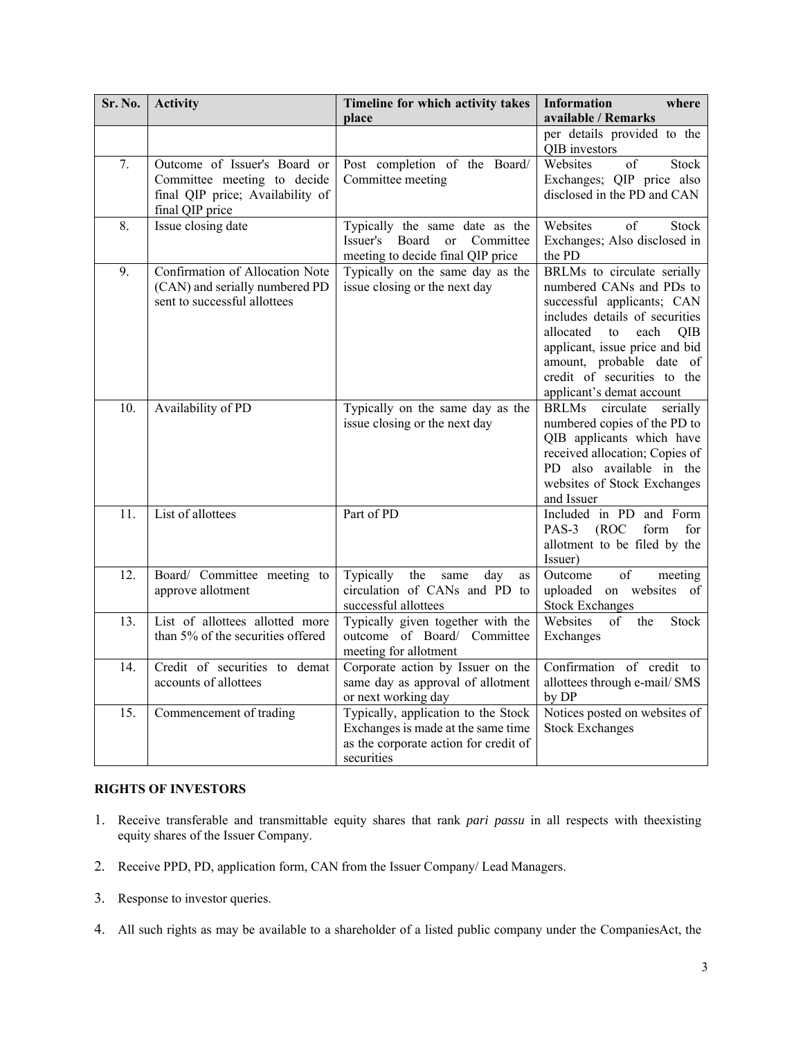| Sr. No. | Activity | Timeline for which activity takes place | Information where available / Remarks |
|---|---|---|---|
| | | | per details provided to the QIB investors |
| 7. | Outcome of Issuer's Board or Committee meeting to decide final QIP price; Availability of final QIP price | Post completion of the Board/ Committee meeting | Websites of Stock Exchanges; QIP price also disclosed in the PD and CAN |
| 8. | Issue closing date | Typically the same date as the Issuer's Board or Committee meeting to decide final QIP price | Websites of Stock Exchanges; Also disclosed in the PD |
| 9. | Confirmation of Allocation Note (CAN) and serially numbered PD sent to successful allottees | Typically on the same day as the issue closing or the next day | BRLMs to circulate serially numbered CANs and PDs to successful applicants; CAN includes details of securities allocated to each QIB applicant, issue price and bid amount, probable date of credit of securities to the applicant's demat account |
| 10. | Availability of PD | Typically on the same day as the issue closing or the next day | BRLMs circulate serially numbered copies of the PD to QIB applicants which have received allocation; Copies of PD also available in the websites of Stock Exchanges and Issuer |
| 11. | List of allottees | Part of PD | Included in PD and Form PAS-3 (ROC form for allotment to be filed by the Issuer) |
| 12. | Board/ Committee meeting to approve allotment | Typically the same day as circulation of CANs and PD to successful allottees | Outcome of meeting uploaded on websites of Stock Exchanges |
| 13. | List of allottees allotted more than 5% of the securities offered | Typically given together with the outcome of Board/ Committee meeting for allotment | Websites of the Stock Exchanges |
| 14. | Credit of securities to demat accounts of allottees | Corporate action by Issuer on the same day as approval of allotment or next working day | Confirmation of credit to allottees through e-mail/ SMS by DP |
| 15. | Commencement of trading | Typically, application to the Stock Exchanges is made at the same time as the corporate action for credit of securities | Notices posted on websites of Stock Exchanges |

**RIGHTS OF INVESTORS**

1. Receive transferable and transmittable equity shares that rank *pari passu* in all respects with theexisting equity shares of the Issuer Company.

2. Receive PPD, PD, application form, CAN from the Issuer Company/ Lead Managers.

3. Response to investor queries.

4. All such rights as may be available to a shareholder of a listed public company under the CompaniesAct, the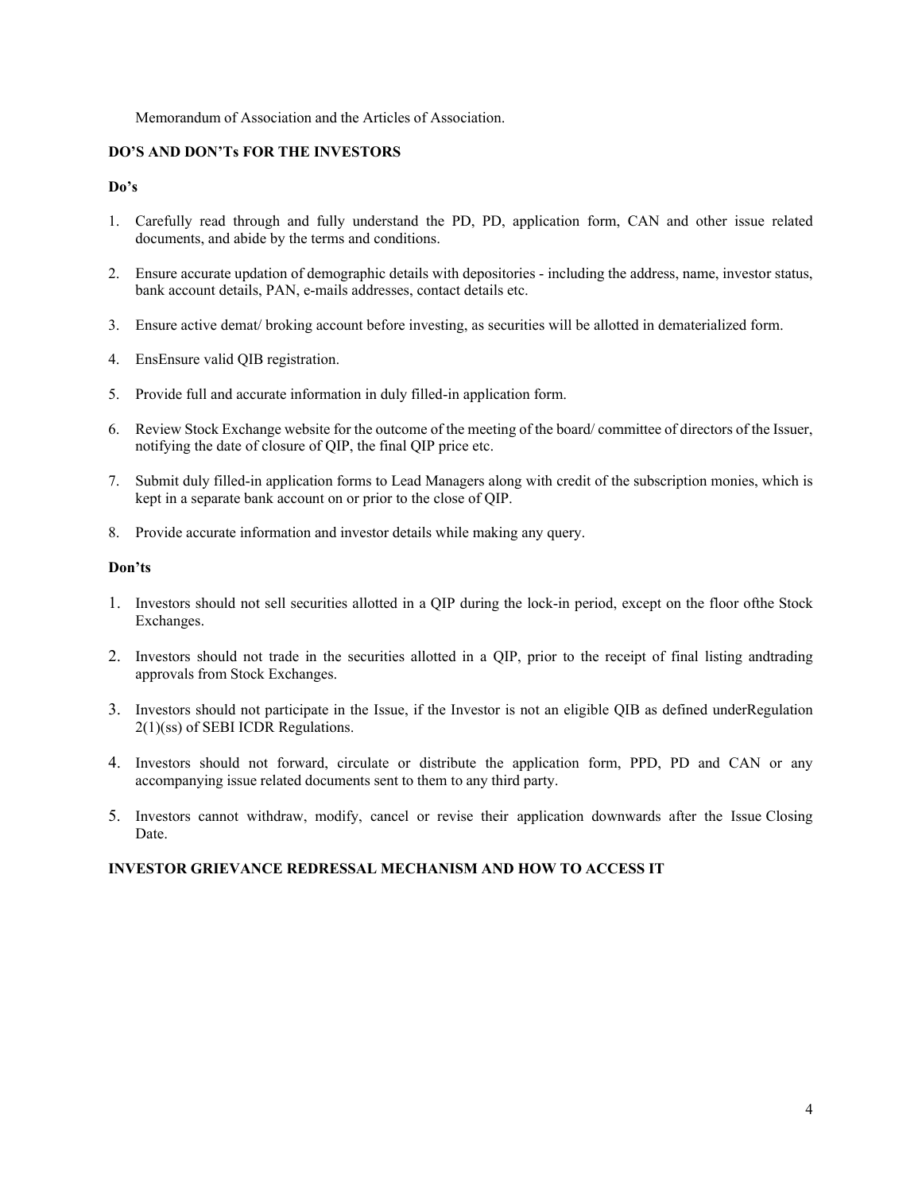Memorandum of Association and the Articles of Association.

**DO'S AND DON'Ts FOR THE INVESTORS**

**Do's**

1. Carefully read through and fully understand the PD, PD, application form, CAN and other issue related documents, and abide by the terms and conditions.

2. Ensure accurate updation of demographic details with depositories - including the address, name, investor status, bank account details, PAN, e-mails addresses, contact details etc.

3. Ensure active demat/ broking account before investing, as securities will be allotted in dematerialized form.

4. EnsEnsure valid QIB registration.

5. Provide full and accurate information in duly filled-in application form.

6. Review Stock Exchange website for the outcome of the meeting of the board/ committee of directors of the Issuer, notifying the date of closure of QIP, the final QIP price etc.

7. Submit duly filled-in application forms to Lead Managers along with credit of the subscription monies, which is kept in a separate bank account on or prior to the close of QIP.

8. Provide accurate information and investor details while making any query.

**Don'ts**

1. Investors should not sell securities allotted in a QIP during the lock-in period, except on the floor ofthe Stock Exchanges.

2. Investors should not trade in the securities allotted in a QIP, prior to the receipt of final listing andtrading approvals from Stock Exchanges.

3. Investors should not participate in the Issue, if the Investor is not an eligible QIB as defined underRegulation 2(1)(ss) of SEBI ICDR Regulations.

4. Investors should not forward, circulate or distribute the application form, PPD, PD and CAN or any accompanying issue related documents sent to them to any third party.

5. Investors cannot withdraw, modify, cancel or revise their application downwards after the Issue Closing Date.

**INVESTOR GRIEVANCE REDRESSAL MECHANISM AND HOW TO ACCESS IT**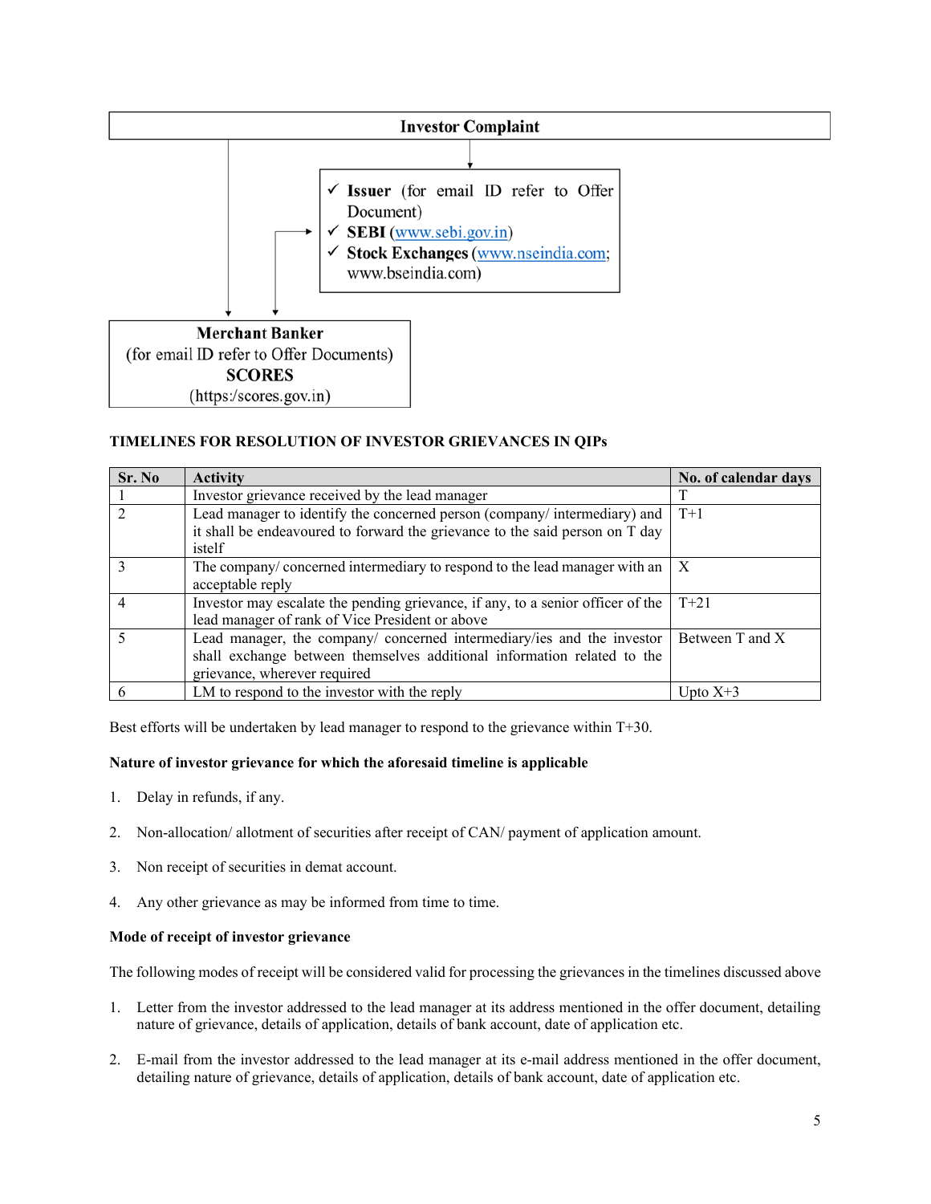**Investor Complaint**

- ✓ **Issuer** (for email ID refer to Offer Document)
- ✓ **SEBI** (www.sebi.gov.in)
- ✓ **Stock Exchanges** (www.nseindia.com; www.bseindia.com)

**Merchant Banker**
(for email ID refer to Offer Documents)
**SCORES**
(https:/scores.gov.in)

**TIMELINES FOR RESOLUTION OF INVESTOR GRIEVANCES IN QIPs**

| Sr. No | Activity | No. of calendar days |
|---|---|---|
| 1 | Investor grievance received by the lead manager | T |
| 2 | Lead manager to identify the concerned person (company/ intermediary) and it shall be endeavoured to forward the grievance to the said person on T day istelf | T+1 |
| 3 | The company/ concerned intermediary to respond to the lead manager with an acceptable reply | X |
| 4 | Investor may escalate the pending grievance, if any, to a senior officer of the lead manager of rank of Vice President or above | T+21 |
| 5 | Lead manager, the company/ concerned intermediary/ies and the investor shall exchange between themselves additional information related to the grievance, wherever required | Between T and X |
| 6 | LM to respond to the investor with the reply | Upto X+3 |

Best efforts will be undertaken by lead manager to respond to the grievance within T+30.

**Nature of investor grievance for which the aforesaid timeline is applicable**

1. Delay in refunds, if any.
2. Non-allocation/ allotment of securities after receipt of CAN/ payment of application amount.
3. Non receipt of securities in demat account.
4. Any other grievance as may be informed from time to time.

**Mode of receipt of investor grievance**

The following modes of receipt will be considered valid for processing the grievances in the timelines discussed above

1. Letter from the investor addressed to the lead manager at its address mentioned in the offer document, detailing nature of grievance, details of application, details of bank account, date of application etc.
2. E-mail from the investor addressed to the lead manager at its e-mail address mentioned in the offer document, detailing nature of grievance, details of application, details of bank account, date of application etc.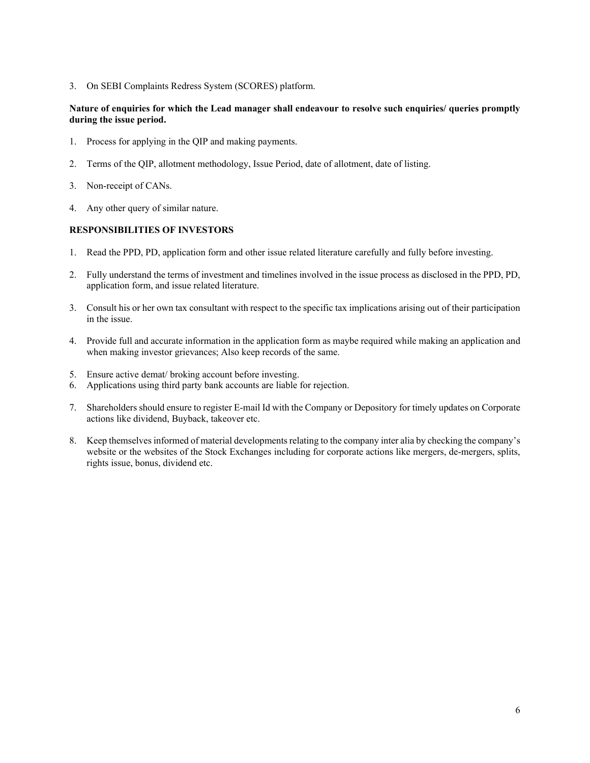3. On SEBI Complaints Redress System (SCORES) platform.

**Nature of enquiries for which the Lead manager shall endeavour to resolve such enquiries/ queries promptly during the issue period.**

1. Process for applying in the QIP and making payments.

2. Terms of the QIP, allotment methodology, Issue Period, date of allotment, date of listing.

3. Non-receipt of CANs.

4. Any other query of similar nature.

**RESPONSIBILITIES OF INVESTORS**

1. Read the PPD, PD, application form and other issue related literature carefully and fully before investing.

2. Fully understand the terms of investment and timelines involved in the issue process as disclosed in the PPD, PD, application form, and issue related literature.

3. Consult his or her own tax consultant with respect to the specific tax implications arising out of their participation in the issue.

4. Provide full and accurate information in the application form as maybe required while making an application and when making investor grievances; Also keep records of the same.

5. Ensure active demat/ broking account before investing.
6. Applications using third party bank accounts are liable for rejection.

7. Shareholders should ensure to register E-mail Id with the Company or Depository for timely updates on Corporate actions like dividend, Buyback, takeover etc.

8. Keep themselves informed of material developments relating to the company inter alia by checking the company's website or the websites of the Stock Exchanges including for corporate actions like mergers, de-mergers, splits, rights issue, bonus, dividend etc.